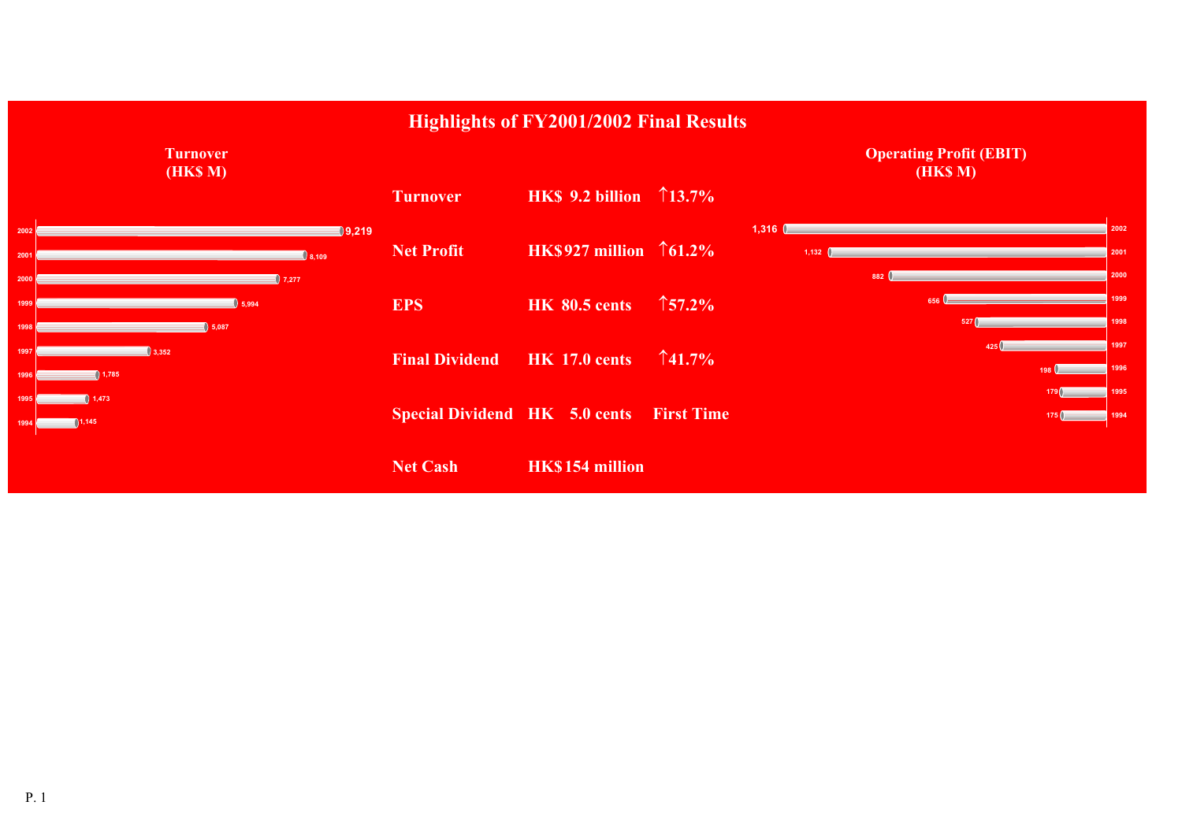# Highlights of FY2001/2002 Final Results

| | | |
|---|---|---|
| Turnover | HK$ 9.2 billion | ↑13.7% |
| Net Profit | HK$927 million | ↑61.2% |
| EPS | HK 80.5 cents | ↑57.2% |
| Final Dividend | HK 17.0 cents | ↑41.7% |
| Special Dividend | HK 5.0 cents | First Time |
| Net Cash | HK$154 million | |

**Turnover (HK$ M)**

| Year | Turnover |
|---|---|
| 2002 | 9,219 |
| 2001 | 8,109 |
| 2000 | 7,277 |
| 1999 | 5,994 |
| 1998 | 5,087 |
| 1997 | 3,352 |
| 1996 | 1,785 |
| 1995 | 1,473 |
| 1994 | 1,145 |

**Operating Profit (EBIT) (HK$ M)**

| Year | Operating Profit |
|---|---|
| 2002 | 1,316 |
| 2001 | 1,132 |
| 2000 | 882 |
| 1999 | 656 |
| 1998 | 527 |
| 1997 | 425 |
| 1996 | 198 |
| 1995 | 179 |
| 1994 | 175 |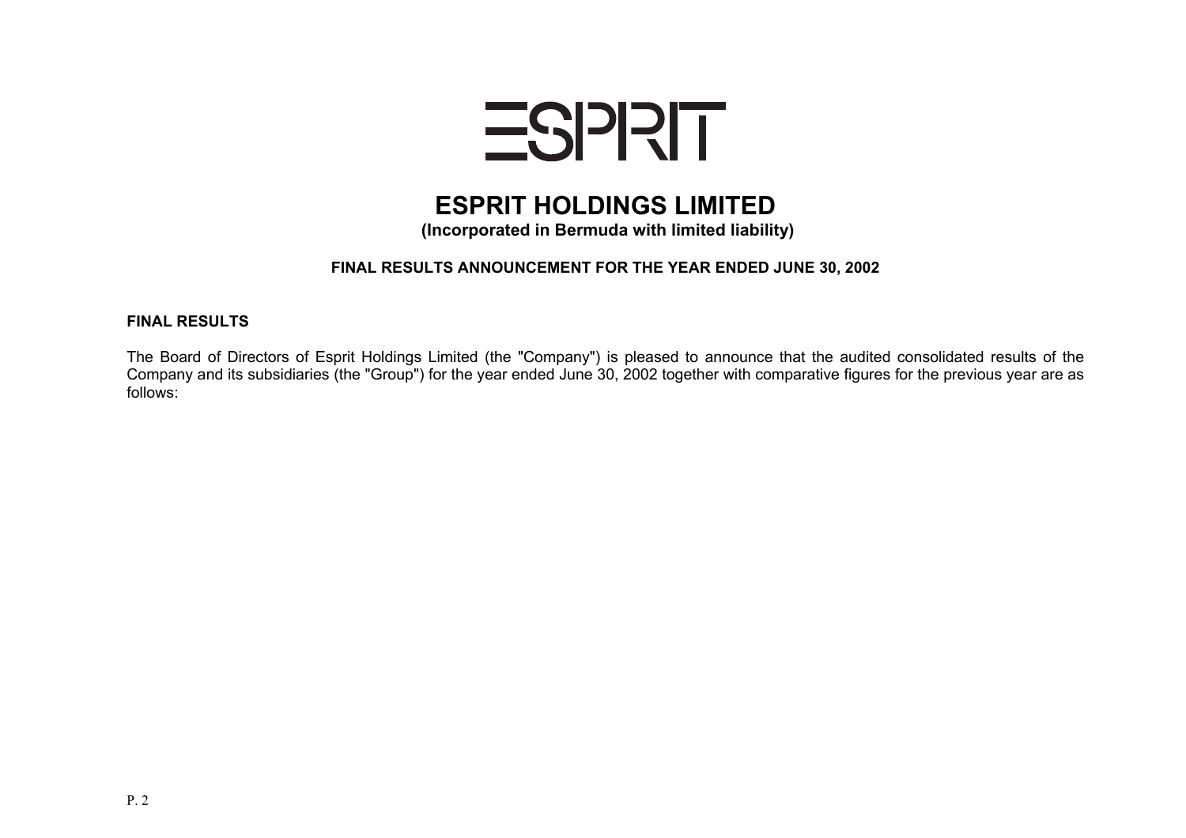ESPRIT

# ESPRIT HOLDINGS LIMITED

**(Incorporated in Bermuda with limited liability)**

**FINAL RESULTS ANNOUNCEMENT FOR THE YEAR ENDED JUNE 30, 2002**

## FINAL RESULTS

The Board of Directors of Esprit Holdings Limited (the "Company") is pleased to announce that the audited consolidated results of the Company and its subsidiaries (the "Group") for the year ended June 30, 2002 together with comparative figures for the previous year are as follows: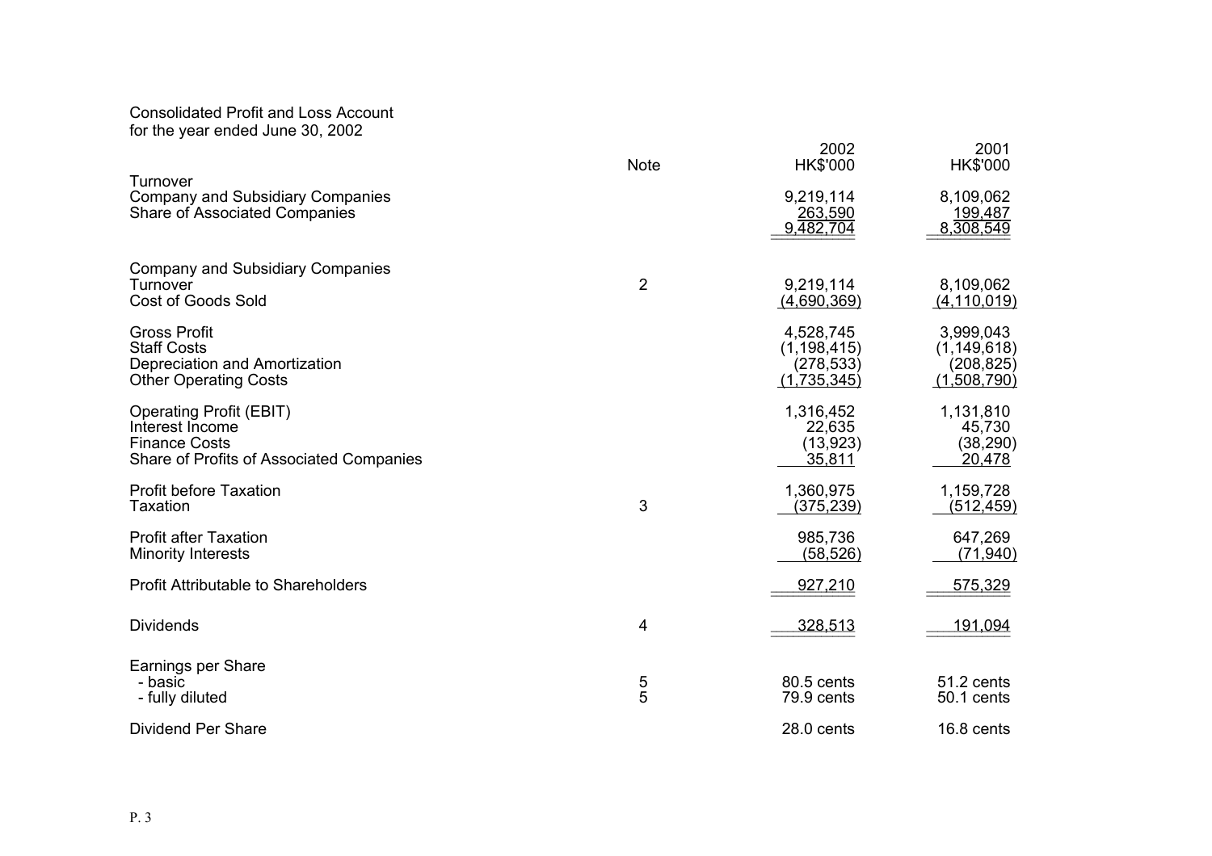Consolidated Profit and Loss Account
for the year ended June 30, 2002

| | Note | 2002<br>HK$'000 | 2001<br>HK$'000 |
|---|---|---|---|
| Turnover | | | |
| Company and Subsidiary Companies | | 9,219,114 | 8,109,062 |
| Share of Associated Companies | | 263,590 | 199,487 |
| | | 9,482,704 | 8,308,549 |
| | | | |
| Company and Subsidiary Companies | | | |
| Turnover | 2 | 9,219,114 | 8,109,062 |
| Cost of Goods Sold | | (4,690,369) | (4,110,019) |
| | | | |
| Gross Profit | | 4,528,745 | 3,999,043 |
| Staff Costs | | (1,198,415) | (1,149,618) |
| Depreciation and Amortization | | (278,533) | (208,825) |
| Other Operating Costs | | (1,735,345) | (1,508,790) |
| | | | |
| Operating Profit (EBIT) | | 1,316,452 | 1,131,810 |
| Interest Income | | 22,635 | 45,730 |
| Finance Costs | | (13,923) | (38,290) |
| Share of Profits of Associated Companies | | 35,811 | 20,478 |
| | | | |
| Profit before Taxation | | 1,360,975 | 1,159,728 |
| Taxation | 3 | (375,239) | (512,459) |
| | | | |
| Profit after Taxation | | 985,736 | 647,269 |
| Minority Interests | | (58,526) | (71,940) |
| | | | |
| Profit Attributable to Shareholders | | 927,210 | 575,329 |
| | | | |
| Dividends | 4 | 328,513 | 191,094 |
| | | | |
| Earnings per Share | | | |
| - basic | 5 | 80.5 cents | 51.2 cents |
| - fully diluted | 5 | 79.9 cents | 50.1 cents |
| | | | |
| Dividend Per Share | | 28.0 cents | 16.8 cents |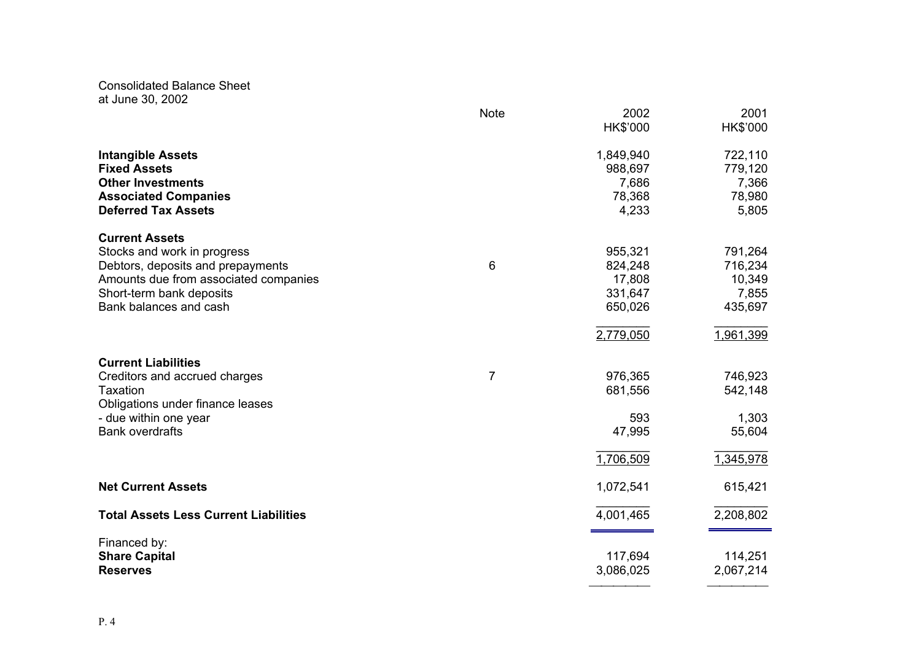Consolidated Balance Sheet
at June 30, 2002

| | Note | 2002 HK$'000 | 2001 HK$'000 |
|---|---|---|---|
| **Intangible Assets** | | 1,849,940 | 722,110 |
| **Fixed Assets** | | 988,697 | 779,120 |
| **Other Investments** | | 7,686 | 7,366 |
| **Associated Companies** | | 78,368 | 78,980 |
| **Deferred Tax Assets** | | 4,233 | 5,805 |
| | | | |
| **Current Assets** | | | |
| Stocks and work in progress | | 955,321 | 791,264 |
| Debtors, deposits and prepayments | 6 | 824,248 | 716,234 |
| Amounts due from associated companies | | 17,808 | 10,349 |
| Short-term bank deposits | | 331,647 | 7,855 |
| Bank balances and cash | | 650,026 | 435,697 |
| | | 2,779,050 | 1,961,399 |
| | | | |
| **Current Liabilities** | | | |
| Creditors and accrued charges | 7 | 976,365 | 746,923 |
| Taxation | | 681,556 | 542,148 |
| Obligations under finance leases | | | |
| - due within one year | | 593 | 1,303 |
| Bank overdrafts | | 47,995 | 55,604 |
| | | 1,706,509 | 1,345,978 |
| | | | |
| **Net Current Assets** | | 1,072,541 | 615,421 |
| | | | |
| **Total Assets Less Current Liabilities** | | 4,001,465 | 2,208,802 |
| | | | |
| Financed by: | | | |
| **Share Capital** | | 117,694 | 114,251 |
| **Reserves** | | 3,086,025 | 2,067,214 |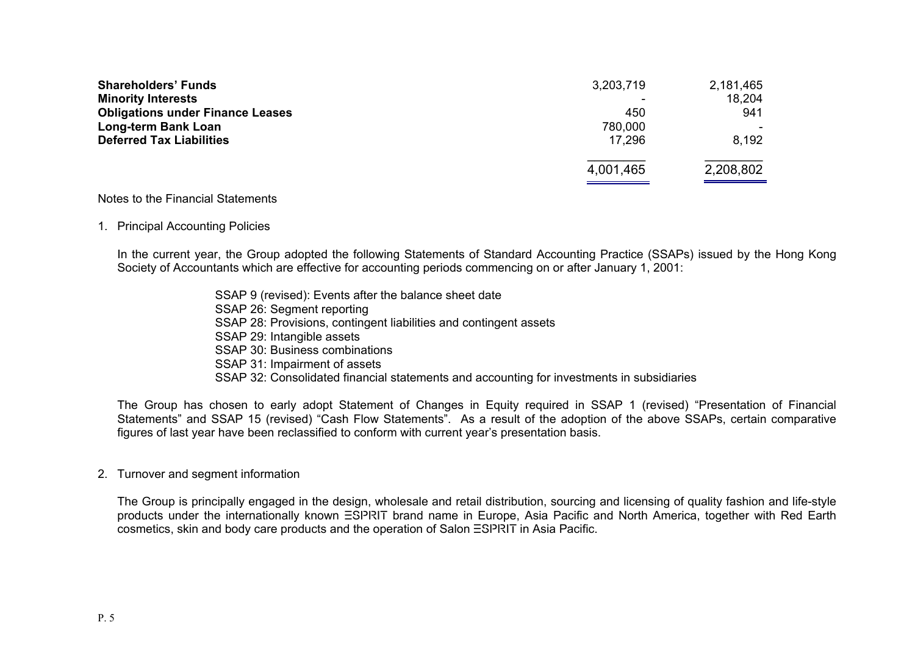| | | |
|---|---|---|
| **Shareholders' Funds** | 3,203,719 | 2,181,465 |
| **Minority Interests** | - | 18,204 |
| **Obligations under Finance Leases** | 450 | 941 |
| **Long-term Bank Loan** | 780,000 | - |
| **Deferred Tax Liabilities** | 17,296 | 8,192 |
| | 4,001,465 | 2,208,802 |

Notes to the Financial Statements

1. Principal Accounting Policies

   In the current year, the Group adopted the following Statements of Standard Accounting Practice (SSAPs) issued by the Hong Kong Society of Accountants which are effective for accounting periods commencing on or after January 1, 2001:

   SSAP 9 (revised): Events after the balance sheet date
   SSAP 26: Segment reporting
   SSAP 28: Provisions, contingent liabilities and contingent assets
   SSAP 29: Intangible assets
   SSAP 30: Business combinations
   SSAP 31: Impairment of assets
   SSAP 32: Consolidated financial statements and accounting for investments in subsidiaries

   The Group has chosen to early adopt Statement of Changes in Equity required in SSAP 1 (revised) "Presentation of Financial Statements" and SSAP 15 (revised) "Cash Flow Statements". As a result of the adoption of the above SSAPs, certain comparative figures of last year have been reclassified to conform with current year's presentation basis.

2. Turnover and segment information

   The Group is principally engaged in the design, wholesale and retail distribution, sourcing and licensing of quality fashion and life-style products under the internationally known ESPRIT brand name in Europe, Asia Pacific and North America, together with Red Earth cosmetics, skin and body care products and the operation of Salon ESPRIT in Asia Pacific.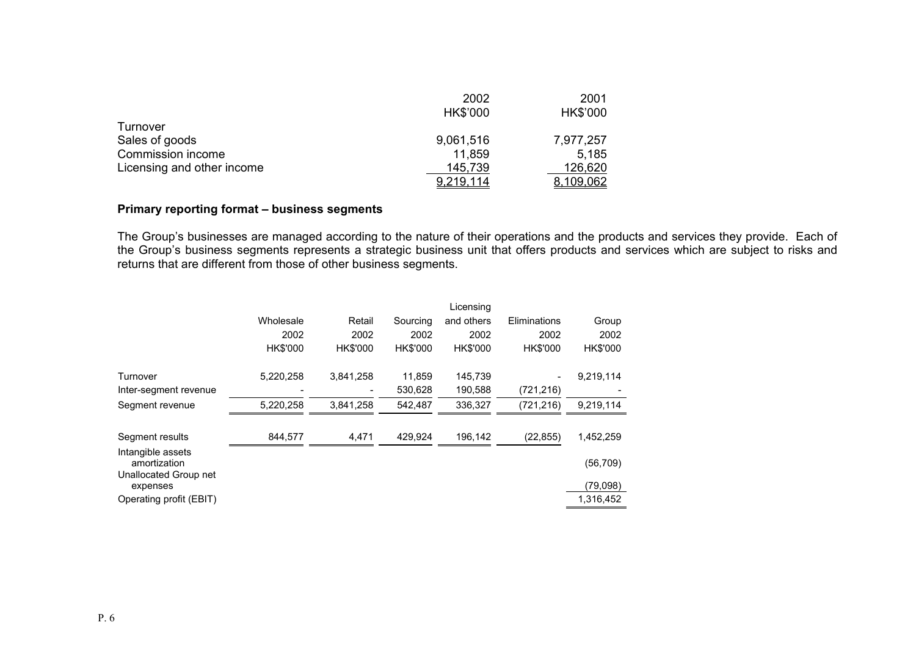| | 2002 | 2001 |
|---|---|---|
| | HK$'000 | HK$'000 |
| Turnover | | |
| Sales of goods | 9,061,516 | 7,977,257 |
| Commission income | 11,859 | 5,185 |
| Licensing and other income | 145,739 | 126,620 |
| | 9,219,114 | 8,109,062 |

**Primary reporting format – business segments**

The Group's businesses are managed according to the nature of their operations and the products and services they provide. Each of the Group's business segments represents a strategic business unit that offers products and services which are subject to risks and returns that are different from those of other business segments.

| | Wholesale | Retail | Sourcing | Licensing and others | Eliminations | Group |
|---|---|---|---|---|---|---|
| | 2002 | 2002 | 2002 | 2002 | 2002 | 2002 |
| | HK$'000 | HK$'000 | HK$'000 | HK$'000 | HK$'000 | HK$'000 |
| Turnover | 5,220,258 | 3,841,258 | 11,859 | 145,739 | - | 9,219,114 |
| Inter-segment revenue | - | - | 530,628 | 190,588 | (721,216) | - |
| Segment revenue | 5,220,258 | 3,841,258 | 542,487 | 336,327 | (721,216) | 9,219,114 |
| Segment results | 844,577 | 4,471 | 429,924 | 196,142 | (22,855) | 1,452,259 |
| Intangible assets amortization | | | | | | (56,709) |
| Unallocated Group net expenses | | | | | | (79,098) |
| Operating profit (EBIT) | | | | | | 1,316,452 |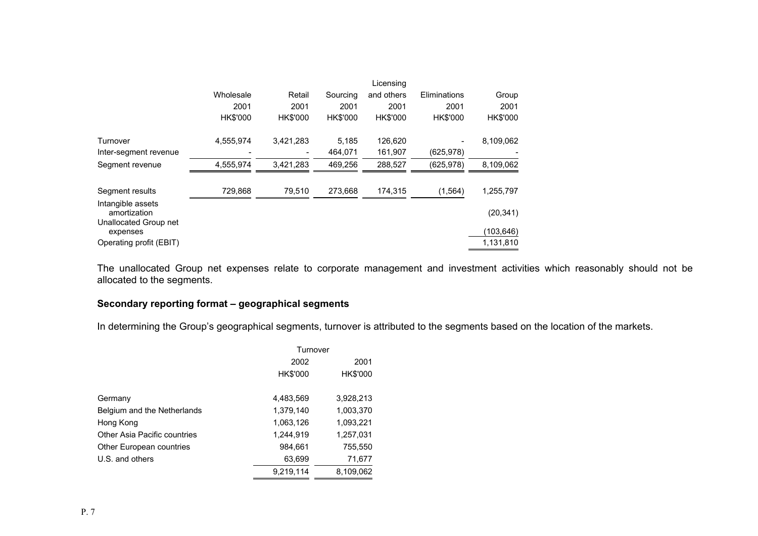| | Wholesale | Retail | Sourcing | Licensing and others | Eliminations | Group |
|---|---|---|---|---|---|---|
| | 2001 | 2001 | 2001 | 2001 | 2001 | 2001 |
| | HK$'000 | HK$'000 | HK$'000 | HK$'000 | HK$'000 | HK$'000 |
| Turnover | 4,555,974 | 3,421,283 | 5,185 | 126,620 | - | 8,109,062 |
| Inter-segment revenue | - | - | 464,071 | 161,907 | (625,978) | - |
| Segment revenue | 4,555,974 | 3,421,283 | 469,256 | 288,527 | (625,978) | 8,109,062 |
| Segment results | 729,868 | 79,510 | 273,668 | 174,315 | (1,564) | 1,255,797 |
| Intangible assets amortization | | | | | | (20,341) |
| Unallocated Group net expenses | | | | | | (103,646) |
| Operating profit (EBIT) | | | | | | 1,131,810 |

The unallocated Group net expenses relate to corporate management and investment activities which reasonably should not be allocated to the segments.

**Secondary reporting format – geographical segments**

In determining the Group's geographical segments, turnover is attributed to the segments based on the location of the markets.

| | Turnover | |
|---|---|---|
| | 2002 | 2001 |
| | HK$'000 | HK$'000 |
| Germany | 4,483,569 | 3,928,213 |
| Belgium and the Netherlands | 1,379,140 | 1,003,370 |
| Hong Kong | 1,063,126 | 1,093,221 |
| Other Asia Pacific countries | 1,244,919 | 1,257,031 |
| Other European countries | 984,661 | 755,550 |
| U.S. and others | 63,699 | 71,677 |
| | 9,219,114 | 8,109,062 |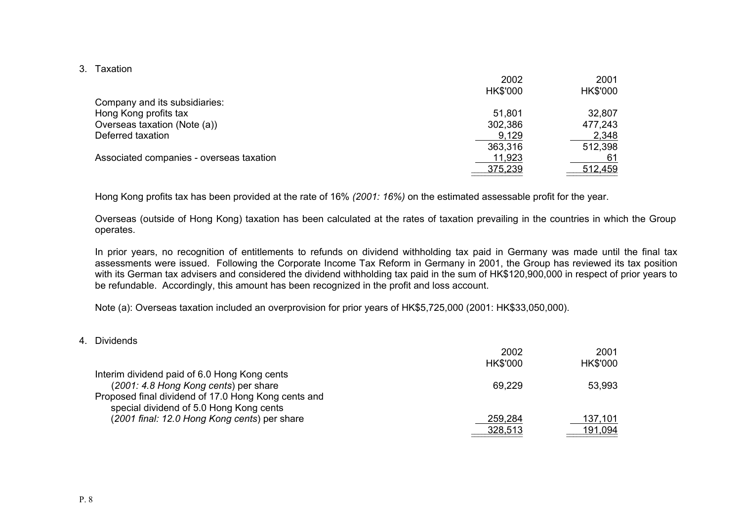3. Taxation

| | 2002 | 2001 |
|---|---|---|
| | HK$'000 | HK$'000 |
| Company and its subsidiaries: | | |
| Hong Kong profits tax | 51,801 | 32,807 |
| Overseas taxation (Note (a)) | 302,386 | 477,243 |
| Deferred taxation | 9,129 | 2,348 |
| | 363,316 | 512,398 |
| Associated companies - overseas taxation | 11,923 | 61 |
| | 375,239 | 512,459 |

Hong Kong profits tax has been provided at the rate of 16% *(2001: 16%)* on the estimated assessable profit for the year.

Overseas (outside of Hong Kong) taxation has been calculated at the rates of taxation prevailing in the countries in which the Group operates.

In prior years, no recognition of entitlements to refunds on dividend withholding tax paid in Germany was made until the final tax assessments were issued. Following the Corporate Income Tax Reform in Germany in 2001, the Group has reviewed its tax position with its German tax advisers and considered the dividend withholding tax paid in the sum of HK$120,900,000 in respect of prior years to be refundable. Accordingly, this amount has been recognized in the profit and loss account.

Note (a): Overseas taxation included an overprovision for prior years of HK$5,725,000 (2001: HK$33,050,000).

4. Dividends

| | 2002 | 2001 |
|---|---|---|
| | HK$'000 | HK$'000 |
| Interim dividend paid of 6.0 Hong Kong cents (*2001: 4.8 Hong Kong cents*) per share | 69,229 | 53,993 |
| Proposed final dividend of 17.0 Hong Kong cents and special dividend of 5.0 Hong Kong cents (*2001 final: 12.0 Hong Kong cents*) per share | 259,284 | 137,101 |
| | 328,513 | 191,094 |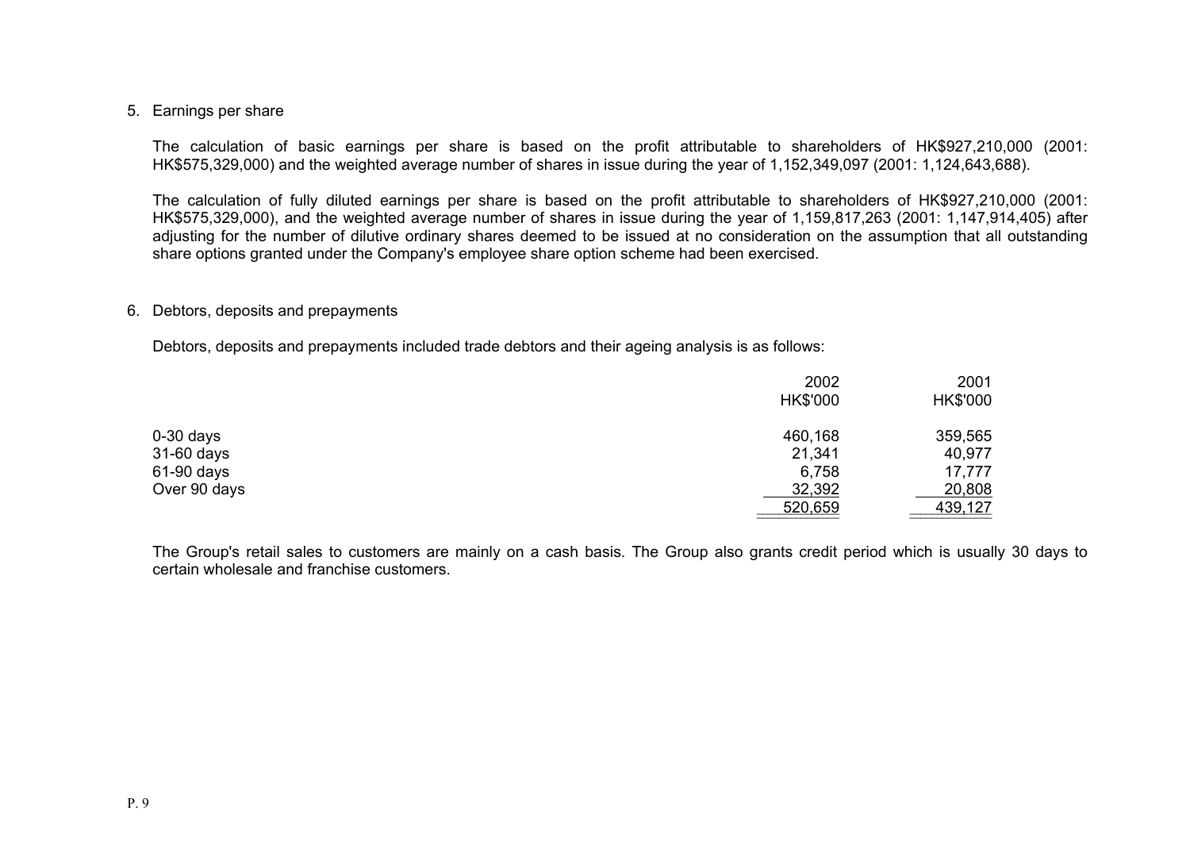5. Earnings per share

   The calculation of basic earnings per share is based on the profit attributable to shareholders of HK$927,210,000 (2001: HK$575,329,000) and the weighted average number of shares in issue during the year of 1,152,349,097 (2001: 1,124,643,688).

   The calculation of fully diluted earnings per share is based on the profit attributable to shareholders of HK$927,210,000 (2001: HK$575,329,000), and the weighted average number of shares in issue during the year of 1,159,817,263 (2001: 1,147,914,405) after adjusting for the number of dilutive ordinary shares deemed to be issued at no consideration on the assumption that all outstanding share options granted under the Company's employee share option scheme had been exercised.

6. Debtors, deposits and prepayments

   Debtors, deposits and prepayments included trade debtors and their ageing analysis is as follows:

| | 2002 HK$'000 | 2001 HK$'000 |
|---|---|---|
| 0-30 days | 460,168 | 359,565 |
| 31-60 days | 21,341 | 40,977 |
| 61-90 days | 6,758 | 17,777 |
| Over 90 days | 32,392 | 20,808 |
| | 520,659 | 439,127 |

   The Group's retail sales to customers are mainly on a cash basis. The Group also grants credit period which is usually 30 days to certain wholesale and franchise customers.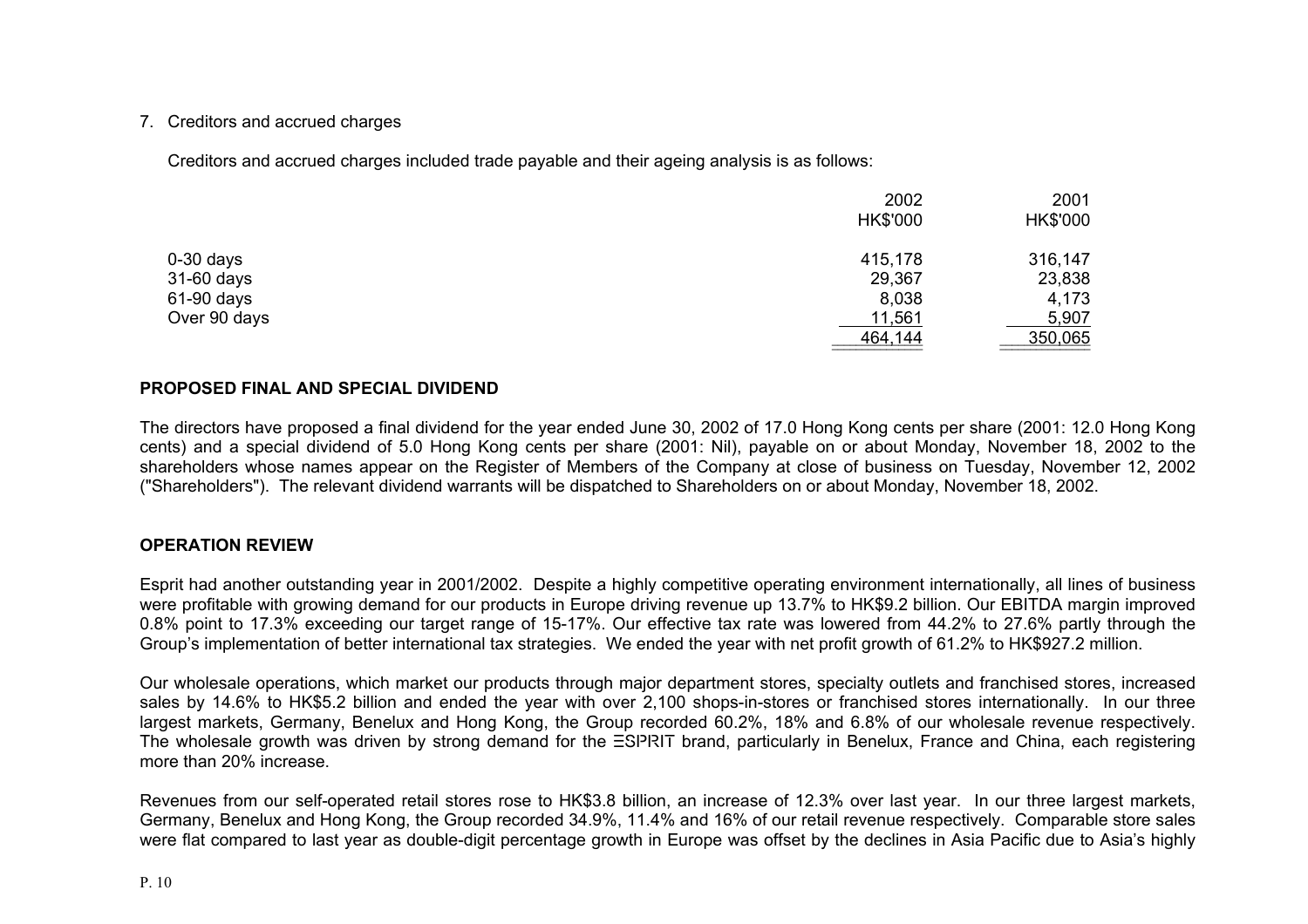7. Creditors and accrued charges

Creditors and accrued charges included trade payable and their ageing analysis is as follows:

| | 2002<br>HK$'000 | 2001<br>HK$'000 |
|---|---|---|
| 0-30 days | 415,178 | 316,147 |
| 31-60 days | 29,367 | 23,838 |
| 61-90 days | 8,038 | 4,173 |
| Over 90 days | 11,561 | 5,907 |
| | 464,144 | 350,065 |

**PROPOSED FINAL AND SPECIAL DIVIDEND**

The directors have proposed a final dividend for the year ended June 30, 2002 of 17.0 Hong Kong cents per share (2001: 12.0 Hong Kong cents) and a special dividend of 5.0 Hong Kong cents per share (2001: Nil), payable on or about Monday, November 18, 2002 to the shareholders whose names appear on the Register of Members of the Company at close of business on Tuesday, November 12, 2002 ("Shareholders"). The relevant dividend warrants will be dispatched to Shareholders on or about Monday, November 18, 2002.

**OPERATION REVIEW**

Esprit had another outstanding year in 2001/2002. Despite a highly competitive operating environment internationally, all lines of business were profitable with growing demand for our products in Europe driving revenue up 13.7% to HK$9.2 billion. Our EBITDA margin improved 0.8% point to 17.3% exceeding our target range of 15-17%. Our effective tax rate was lowered from 44.2% to 27.6% partly through the Group's implementation of better international tax strategies. We ended the year with net profit growth of 61.2% to HK$927.2 million.

Our wholesale operations, which market our products through major department stores, specialty outlets and franchised stores, increased sales by 14.6% to HK$5.2 billion and ended the year with over 2,100 shops-in-stores or franchised stores internationally. In our three largest markets, Germany, Benelux and Hong Kong, the Group recorded 60.2%, 18% and 6.8% of our wholesale revenue respectively. The wholesale growth was driven by strong demand for the ESPRIT brand, particularly in Benelux, France and China, each registering more than 20% increase.

Revenues from our self-operated retail stores rose to HK$3.8 billion, an increase of 12.3% over last year. In our three largest markets, Germany, Benelux and Hong Kong, the Group recorded 34.9%, 11.4% and 16% of our retail revenue respectively. Comparable store sales were flat compared to last year as double-digit percentage growth in Europe was offset by the declines in Asia Pacific due to Asia's highly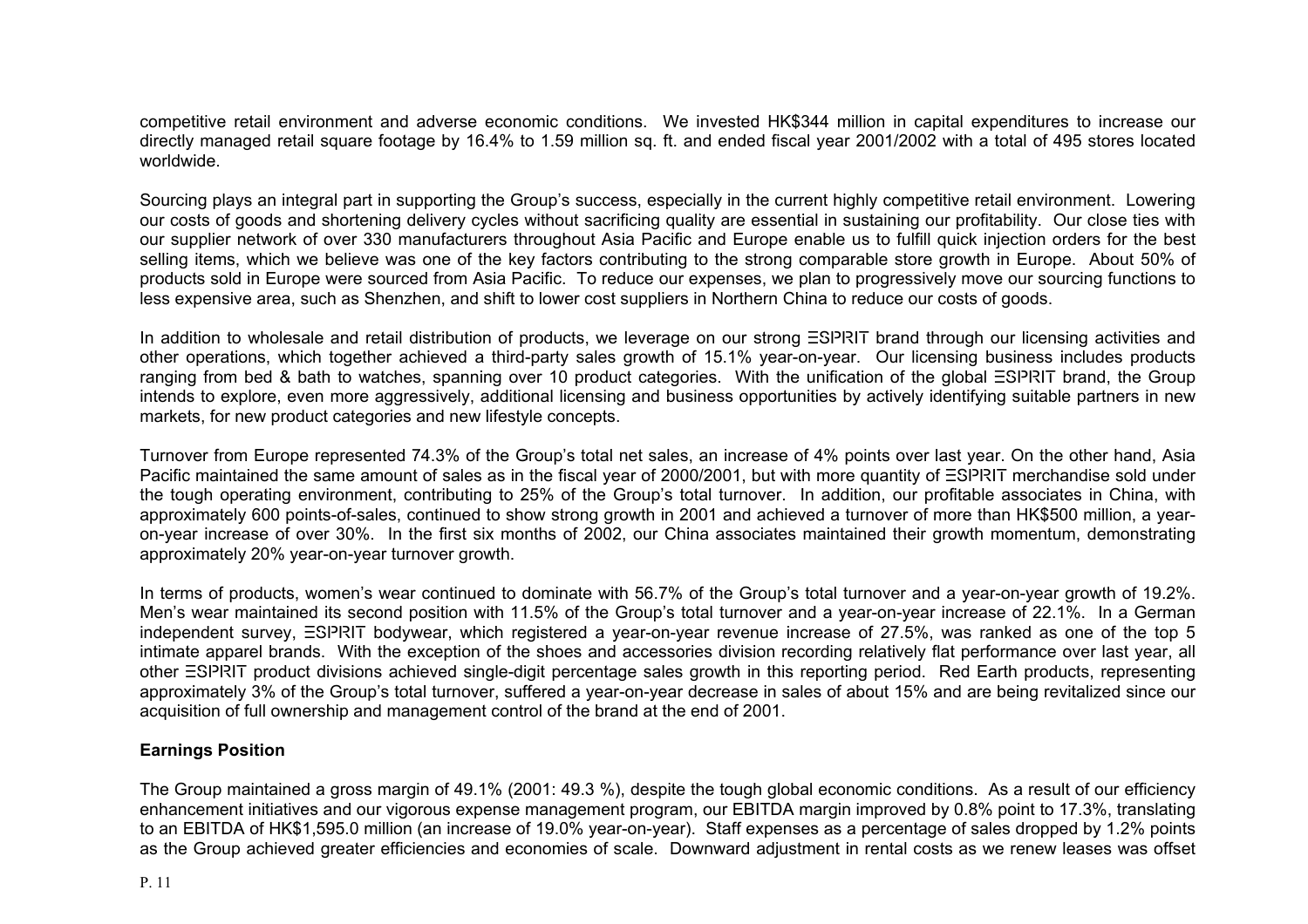competitive retail environment and adverse economic conditions. We invested HK$344 million in capital expenditures to increase our directly managed retail square footage by 16.4% to 1.59 million sq. ft. and ended fiscal year 2001/2002 with a total of 495 stores located worldwide.

Sourcing plays an integral part in supporting the Group's success, especially in the current highly competitive retail environment. Lowering our costs of goods and shortening delivery cycles without sacrificing quality are essential in sustaining our profitability. Our close ties with our supplier network of over 330 manufacturers throughout Asia Pacific and Europe enable us to fulfill quick injection orders for the best selling items, which we believe was one of the key factors contributing to the strong comparable store growth in Europe. About 50% of products sold in Europe were sourced from Asia Pacific. To reduce our expenses, we plan to progressively move our sourcing functions to less expensive area, such as Shenzhen, and shift to lower cost suppliers in Northern China to reduce our costs of goods.

In addition to wholesale and retail distribution of products, we leverage on our strong ESPRIT brand through our licensing activities and other operations, which together achieved a third-party sales growth of 15.1% year-on-year. Our licensing business includes products ranging from bed & bath to watches, spanning over 10 product categories. With the unification of the global ESPRIT brand, the Group intends to explore, even more aggressively, additional licensing and business opportunities by actively identifying suitable partners in new markets, for new product categories and new lifestyle concepts.

Turnover from Europe represented 74.3% of the Group's total net sales, an increase of 4% points over last year. On the other hand, Asia Pacific maintained the same amount of sales as in the fiscal year of 2000/2001, but with more quantity of ESPRIT merchandise sold under the tough operating environment, contributing to 25% of the Group's total turnover. In addition, our profitable associates in China, with approximately 600 points-of-sales, continued to show strong growth in 2001 and achieved a turnover of more than HK$500 million, a year-on-year increase of over 30%. In the first six months of 2002, our China associates maintained their growth momentum, demonstrating approximately 20% year-on-year turnover growth.

In terms of products, women's wear continued to dominate with 56.7% of the Group's total turnover and a year-on-year growth of 19.2%. Men's wear maintained its second position with 11.5% of the Group's total turnover and a year-on-year increase of 22.1%. In a German independent survey, ESPRIT bodywear, which registered a year-on-year revenue increase of 27.5%, was ranked as one of the top 5 intimate apparel brands. With the exception of the shoes and accessories division recording relatively flat performance over last year, all other ESPRIT product divisions achieved single-digit percentage sales growth in this reporting period. Red Earth products, representing approximately 3% of the Group's total turnover, suffered a year-on-year decrease in sales of about 15% and are being revitalized since our acquisition of full ownership and management control of the brand at the end of 2001.

**Earnings Position**

The Group maintained a gross margin of 49.1% (2001: 49.3 %), despite the tough global economic conditions. As a result of our efficiency enhancement initiatives and our vigorous expense management program, our EBITDA margin improved by 0.8% point to 17.3%, translating to an EBITDA of HK$1,595.0 million (an increase of 19.0% year-on-year). Staff expenses as a percentage of sales dropped by 1.2% points as the Group achieved greater efficiencies and economies of scale. Downward adjustment in rental costs as we renew leases was offset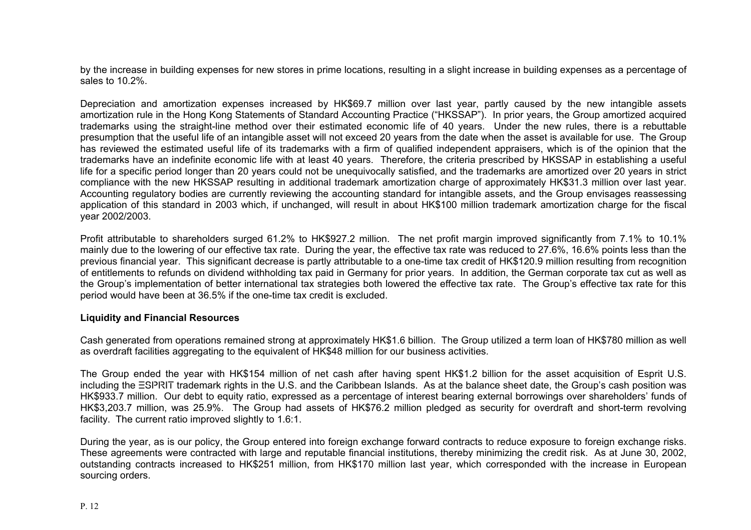by the increase in building expenses for new stores in prime locations, resulting in a slight increase in building expenses as a percentage of sales to 10.2%.

Depreciation and amortization expenses increased by HK$69.7 million over last year, partly caused by the new intangible assets amortization rule in the Hong Kong Statements of Standard Accounting Practice ("HKSSAP"). In prior years, the Group amortized acquired trademarks using the straight-line method over their estimated economic life of 40 years. Under the new rules, there is a rebuttable presumption that the useful life of an intangible asset will not exceed 20 years from the date when the asset is available for use. The Group has reviewed the estimated useful life of its trademarks with a firm of qualified independent appraisers, which is of the opinion that the trademarks have an indefinite economic life with at least 40 years. Therefore, the criteria prescribed by HKSSAP in establishing a useful life for a specific period longer than 20 years could not be unequivocally satisfied, and the trademarks are amortized over 20 years in strict compliance with the new HKSSAP resulting in additional trademark amortization charge of approximately HK$31.3 million over last year. Accounting regulatory bodies are currently reviewing the accounting standard for intangible assets, and the Group envisages reassessing application of this standard in 2003 which, if unchanged, will result in about HK$100 million trademark amortization charge for the fiscal year 2002/2003.

Profit attributable to shareholders surged 61.2% to HK$927.2 million. The net profit margin improved significantly from 7.1% to 10.1% mainly due to the lowering of our effective tax rate. During the year, the effective tax rate was reduced to 27.6%, 16.6% points less than the previous financial year. This significant decrease is partly attributable to a one-time tax credit of HK$120.9 million resulting from recognition of entitlements to refunds on dividend withholding tax paid in Germany for prior years. In addition, the German corporate tax cut as well as the Group's implementation of better international tax strategies both lowered the effective tax rate. The Group's effective tax rate for this period would have been at 36.5% if the one-time tax credit is excluded.

**Liquidity and Financial Resources**

Cash generated from operations remained strong at approximately HK$1.6 billion. The Group utilized a term loan of HK$780 million as well as overdraft facilities aggregating to the equivalent of HK$48 million for our business activities.

The Group ended the year with HK$154 million of net cash after having spent HK$1.2 billion for the asset acquisition of Esprit U.S. including the ΞSPRIT trademark rights in the U.S. and the Caribbean Islands. As at the balance sheet date, the Group's cash position was HK$933.7 million. Our debt to equity ratio, expressed as a percentage of interest bearing external borrowings over shareholders' funds of HK$3,203.7 million, was 25.9%. The Group had assets of HK$76.2 million pledged as security for overdraft and short-term revolving facility. The current ratio improved slightly to 1.6:1.

During the year, as is our policy, the Group entered into foreign exchange forward contracts to reduce exposure to foreign exchange risks. These agreements were contracted with large and reputable financial institutions, thereby minimizing the credit risk. As at June 30, 2002, outstanding contracts increased to HK$251 million, from HK$170 million last year, which corresponded with the increase in European sourcing orders.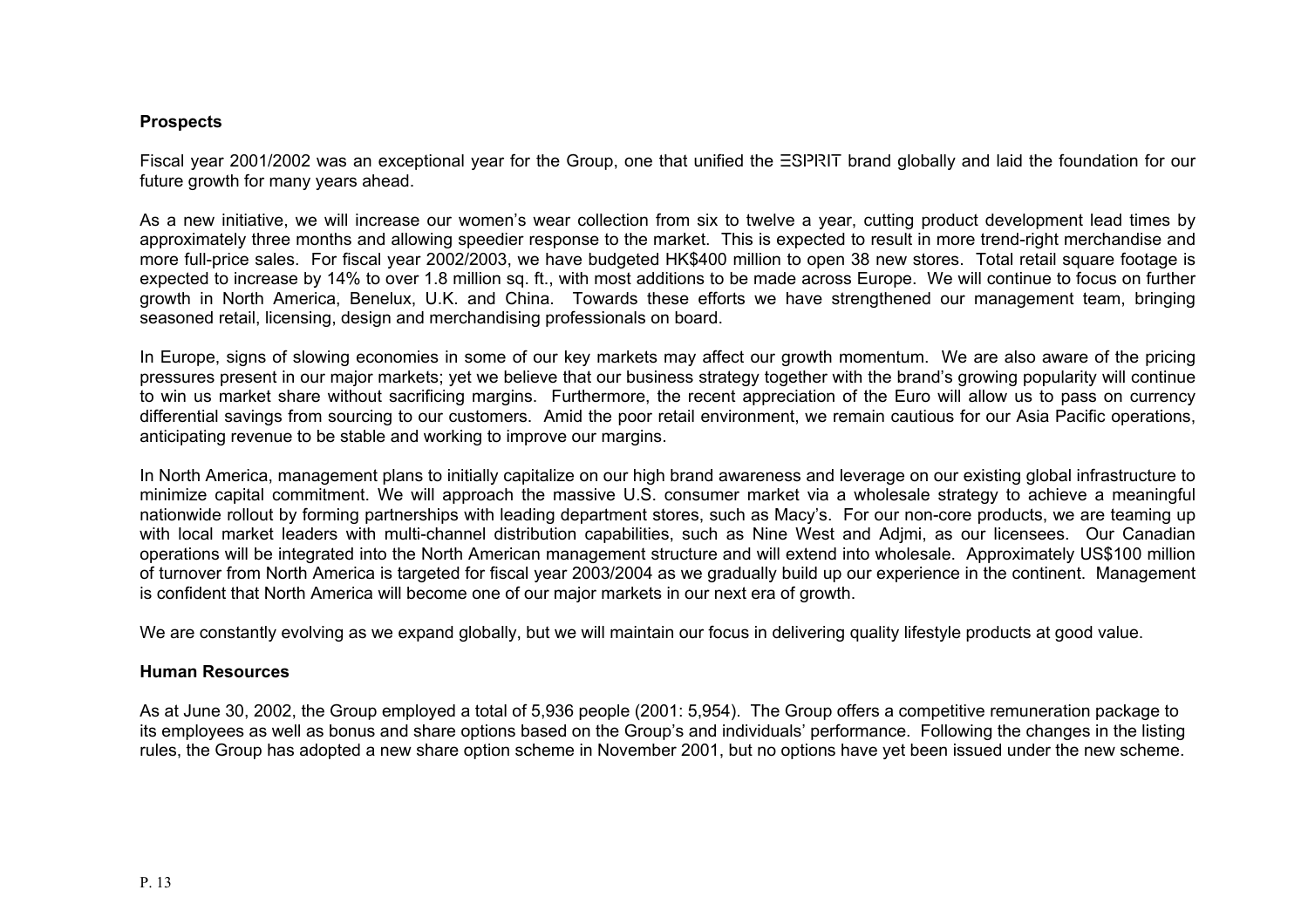## Prospects

Fiscal year 2001/2002 was an exceptional year for the Group, one that unified the ESPRIT brand globally and laid the foundation for our future growth for many years ahead.

As a new initiative, we will increase our women's wear collection from six to twelve a year, cutting product development lead times by approximately three months and allowing speedier response to the market. This is expected to result in more trend-right merchandise and more full-price sales. For fiscal year 2002/2003, we have budgeted HK$400 million to open 38 new stores. Total retail square footage is expected to increase by 14% to over 1.8 million sq. ft., with most additions to be made across Europe. We will continue to focus on further growth in North America, Benelux, U.K. and China. Towards these efforts we have strengthened our management team, bringing seasoned retail, licensing, design and merchandising professionals on board.

In Europe, signs of slowing economies in some of our key markets may affect our growth momentum. We are also aware of the pricing pressures present in our major markets; yet we believe that our business strategy together with the brand's growing popularity will continue to win us market share without sacrificing margins. Furthermore, the recent appreciation of the Euro will allow us to pass on currency differential savings from sourcing to our customers. Amid the poor retail environment, we remain cautious for our Asia Pacific operations, anticipating revenue to be stable and working to improve our margins.

In North America, management plans to initially capitalize on our high brand awareness and leverage on our existing global infrastructure to minimize capital commitment. We will approach the massive U.S. consumer market via a wholesale strategy to achieve a meaningful nationwide rollout by forming partnerships with leading department stores, such as Macy's. For our non-core products, we are teaming up with local market leaders with multi-channel distribution capabilities, such as Nine West and Adjmi, as our licensees. Our Canadian operations will be integrated into the North American management structure and will extend into wholesale. Approximately US$100 million of turnover from North America is targeted for fiscal year 2003/2004 as we gradually build up our experience in the continent. Management is confident that North America will become one of our major markets in our next era of growth.

We are constantly evolving as we expand globally, but we will maintain our focus in delivering quality lifestyle products at good value.

## Human Resources

As at June 30, 2002, the Group employed a total of 5,936 people (2001: 5,954). The Group offers a competitive remuneration package to its employees as well as bonus and share options based on the Group's and individuals' performance. Following the changes in the listing rules, the Group has adopted a new share option scheme in November 2001, but no options have yet been issued under the new scheme.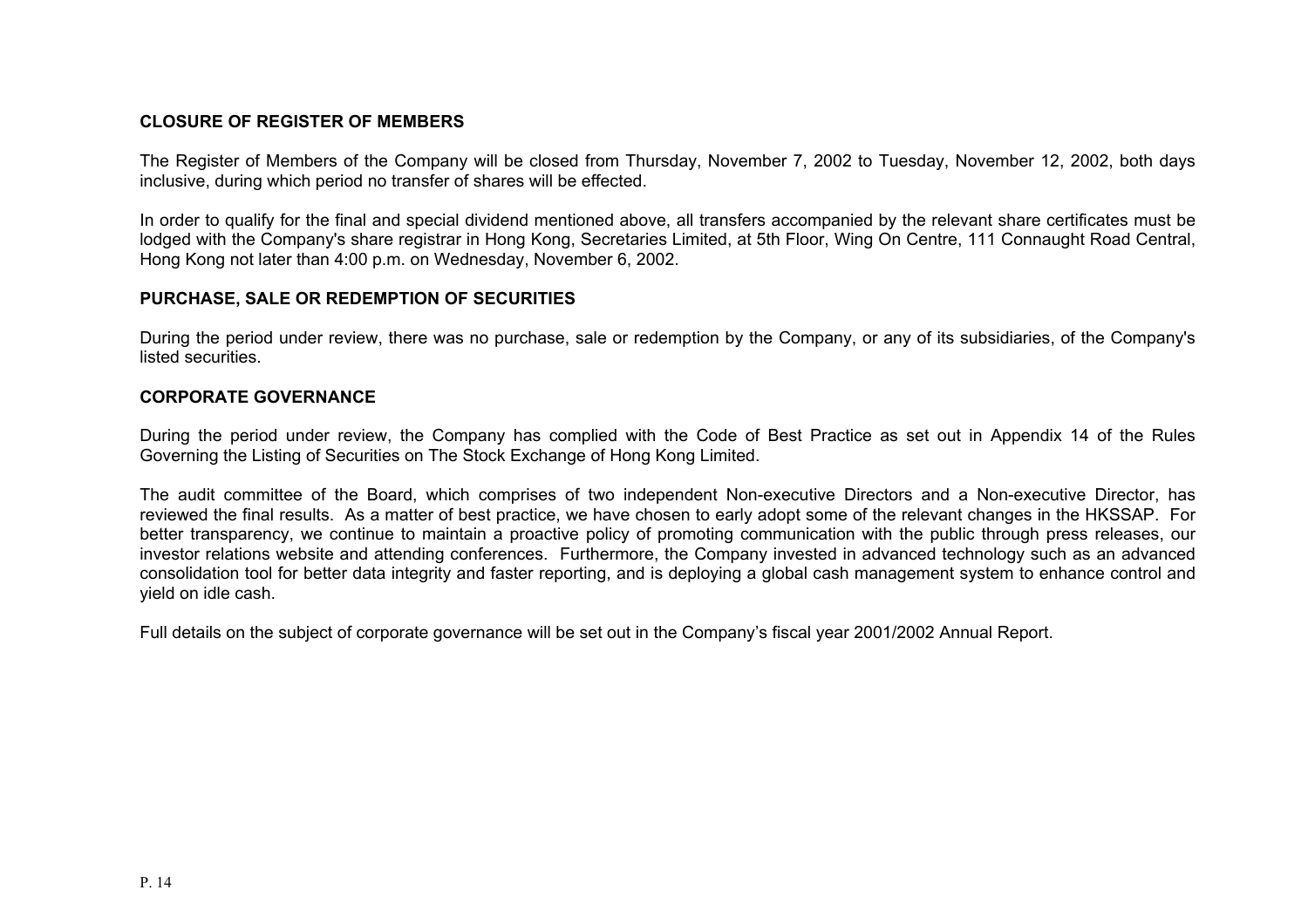**CLOSURE OF REGISTER OF MEMBERS**

The Register of Members of the Company will be closed from Thursday, November 7, 2002 to Tuesday, November 12, 2002, both days inclusive, during which period no transfer of shares will be effected.

In order to qualify for the final and special dividend mentioned above, all transfers accompanied by the relevant share certificates must be lodged with the Company's share registrar in Hong Kong, Secretaries Limited, at 5th Floor, Wing On Centre, 111 Connaught Road Central, Hong Kong not later than 4:00 p.m. on Wednesday, November 6, 2002.

**PURCHASE, SALE OR REDEMPTION OF SECURITIES**

During the period under review, there was no purchase, sale or redemption by the Company, or any of its subsidiaries, of the Company's listed securities.

**CORPORATE GOVERNANCE**

During the period under review, the Company has complied with the Code of Best Practice as set out in Appendix 14 of the Rules Governing the Listing of Securities on The Stock Exchange of Hong Kong Limited.

The audit committee of the Board, which comprises of two independent Non-executive Directors and a Non-executive Director, has reviewed the final results. As a matter of best practice, we have chosen to early adopt some of the relevant changes in the HKSSAP. For better transparency, we continue to maintain a proactive policy of promoting communication with the public through press releases, our investor relations website and attending conferences. Furthermore, the Company invested in advanced technology such as an advanced consolidation tool for better data integrity and faster reporting, and is deploying a global cash management system to enhance control and yield on idle cash.

Full details on the subject of corporate governance will be set out in the Company's fiscal year 2001/2002 Annual Report.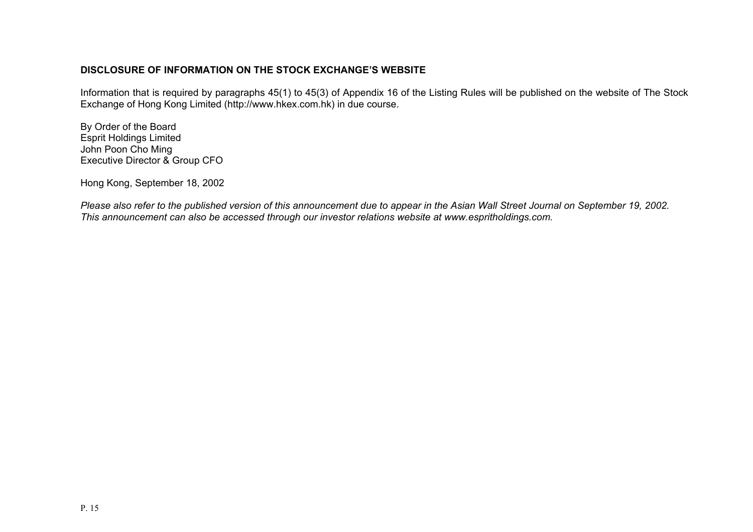**DISCLOSURE OF INFORMATION ON THE STOCK EXCHANGE'S WEBSITE**

Information that is required by paragraphs 45(1) to 45(3) of Appendix 16 of the Listing Rules will be published on the website of The Stock Exchange of Hong Kong Limited (http://www.hkex.com.hk) in due course.

By Order of the Board
Esprit Holdings Limited
John Poon Cho Ming
Executive Director & Group CFO

Hong Kong, September 18, 2002

*Please also refer to the published version of this announcement due to appear in the Asian Wall Street Journal on September 19, 2002. This announcement can also be accessed through our investor relations website at www.espritholdings.com.*